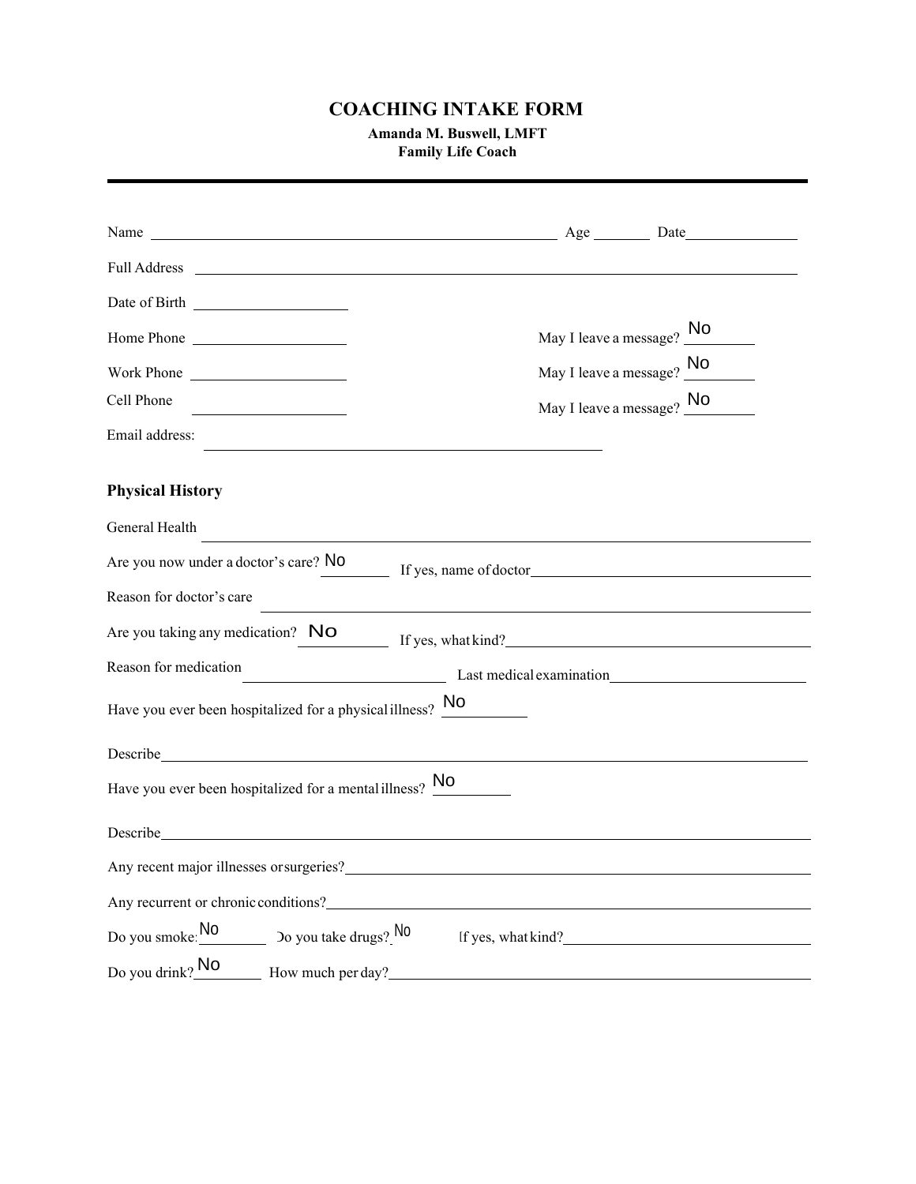# COACHING INTAKE FORM

**Amanda M. Buswell, LMFT**
**Family Life Coach**

---

Name \_\_\_\_\_\_\_\_\_\_\_\_\_\_\_\_\_\_\_\_ Age \_\_\_\_\_\_ Date\_\_\_\_\_\_\_\_\_\_

Full Address \_\_\_\_\_\_\_\_\_\_\_\_\_\_\_\_\_\_\_\_

Date of Birth \_\_\_\_\_\_\_\_\_\_

Home Phone \_\_\_\_\_\_\_\_\_\_ May I leave a message? No

Work Phone \_\_\_\_\_\_\_\_\_\_ May I leave a message? No

Cell Phone \_\_\_\_\_\_\_\_\_\_ May I leave a message? No

Email address: \_\_\_\_\_\_\_\_\_\_\_\_\_\_\_\_\_\_\_\_

## Physical History

General Health \_\_\_\_\_\_\_\_\_\_\_\_\_\_\_\_\_\_\_\_

Are you now under a doctor's care? No If yes, name of doctor\_\_\_\_\_\_\_\_\_\_

Reason for doctor's care \_\_\_\_\_\_\_\_\_\_\_\_\_\_\_\_\_\_\_\_

Are you taking any medication? No If yes, what kind?\_\_\_\_\_\_\_\_\_\_

Reason for medication \_\_\_\_\_\_\_\_\_\_ Last medical examination\_\_\_\_\_\_\_\_\_\_

Have you ever been hospitalized for a physical illness? No

Describe\_\_\_\_\_\_\_\_\_\_\_\_\_\_\_\_\_\_\_\_

Have you ever been hospitalized for a mental illness? No

Describe\_\_\_\_\_\_\_\_\_\_\_\_\_\_\_\_\_\_\_\_

Any recent major illnesses or surgeries?\_\_\_\_\_\_\_\_\_\_\_\_\_\_\_\_\_\_\_\_

Any recurrent or chronic conditions?\_\_\_\_\_\_\_\_\_\_\_\_\_\_\_\_\_\_\_\_

Do you smoke? No Do you take drugs? No If yes, what kind?\_\_\_\_\_\_\_\_\_\_

Do you drink? No How much per day?\_\_\_\_\_\_\_\_\_\_\_\_\_\_\_\_\_\_\_\_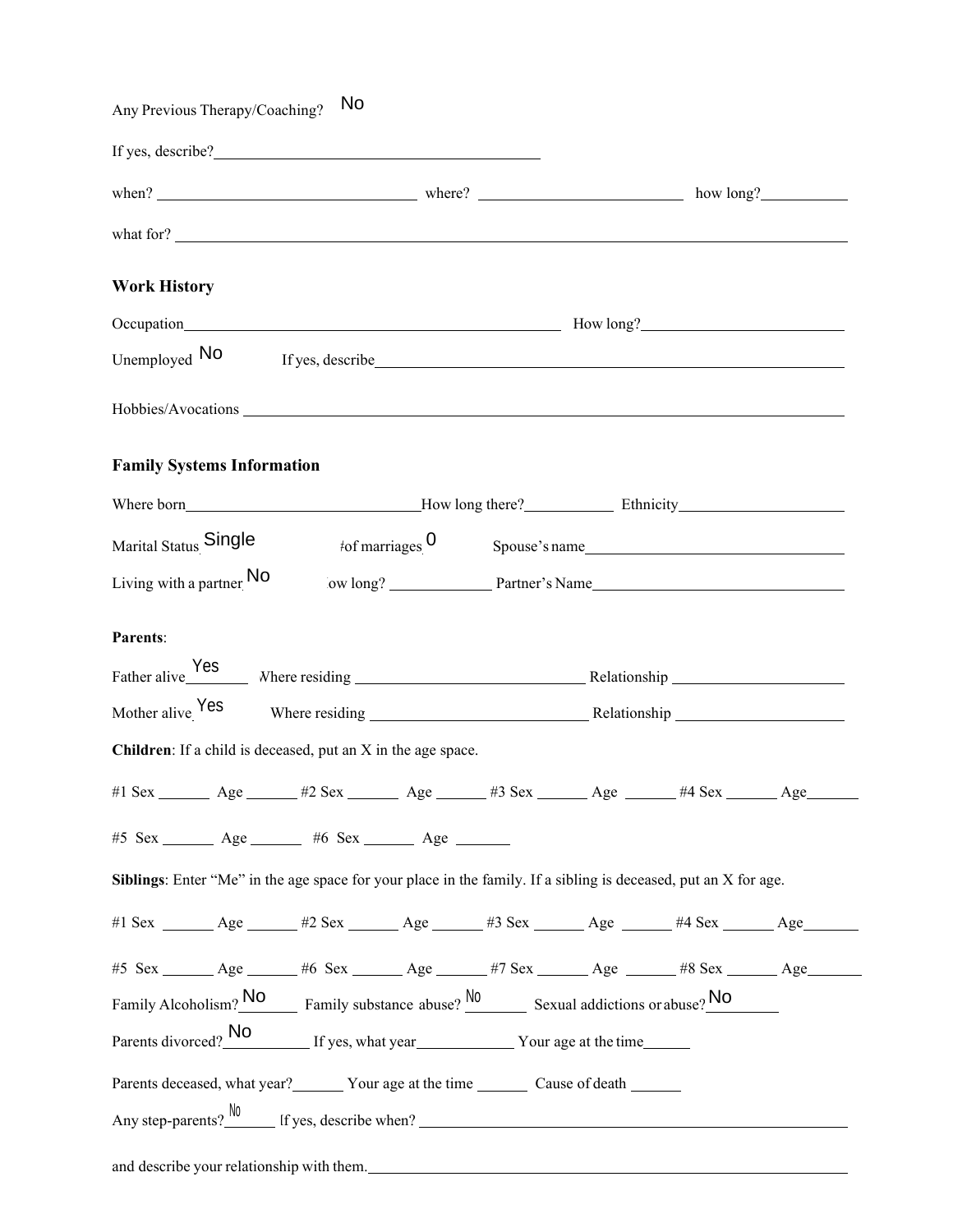Any Previous Therapy/Coaching? No

If yes, describe? ______________________________

when? ______________________ where? ______________________ how long? __________

what for? ______________________________________________________________

**Work History**

Occupation ______________________________________ How long? ______________________

Unemployed No If yes, describe ______________________________________________

Hobbies/Avocations ______________________________________________________

**Family Systems Information**

Where born ______________________ How long there? __________ Ethnicity ______________________

Marital Status Single # of marriages 0 Spouse's name ______________________

Living with a partner No How long? __________ Partner's Name ______________________

**Parents**:

Father alive Yes Where residing ______________________ Relationship ______________________

Mother alive Yes Where residing ______________________ Relationship ______________________

**Children**: If a child is deceased, put an X in the age space.

#1 Sex ______ Age ______ #2 Sex ______ Age ______ #3 Sex ______ Age ______ #4 Sex ______ Age ______

#5 Sex ______ Age ______ #6 Sex ______ Age ______

**Siblings**: Enter "Me" in the age space for your place in the family. If a sibling is deceased, put an X for age.

#1 Sex ______ Age ______ #2 Sex ______ Age ______ #3 Sex ______ Age ______ #4 Sex ______ Age ______

#5 Sex ______ Age ______ #6 Sex ______ Age ______ #7 Sex ______ Age ______ #8 Sex ______ Age ______

Family Alcoholism? No Family substance abuse? No Sexual addictions or abuse? No

Parents divorced? No If yes, what year __________ Your age at the time ______

Parents deceased, what year? ______ Your age at the time ______ Cause of death ______

Any step-parents? No If yes, describe when? ______________________________________

and describe your relationship with them. ______________________________________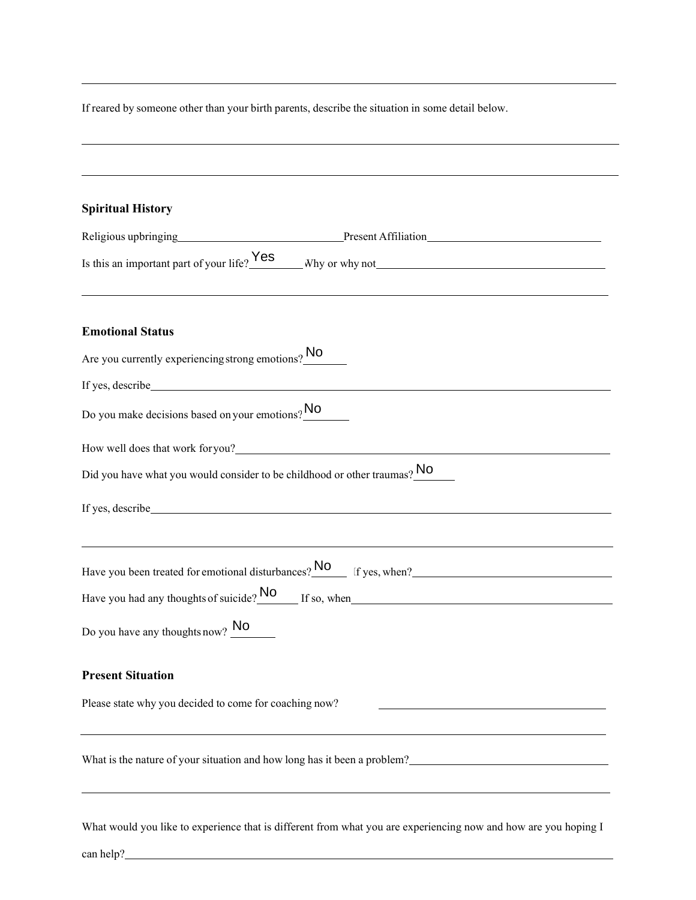If reared by someone other than your birth parents, describe the situation in some detail below.

## Spiritual History

Religious upbringing\_\_\_\_\_\_\_\_\_\_ Present Affiliation\_\_\_\_\_\_\_\_\_\_

Is this an important part of your life? Yes Why or why not\_\_\_\_\_\_\_\_\_\_

## Emotional Status

Are you currently experiencing strong emotions? No

If yes, describe\_\_\_\_\_\_\_\_\_\_

Do you make decisions based on your emotions? No

How well does that work for you?\_\_\_\_\_\_\_\_\_\_

Did you have what you would consider to be childhood or other traumas? No

If yes, describe\_\_\_\_\_\_\_\_\_\_

Have you been treated for emotional disturbances? No If yes, when?\_\_\_\_\_\_\_\_\_\_

Have you had any thoughts of suicide? No If so, when\_\_\_\_\_\_\_\_\_\_

Do you have any thoughts now? No

## Present Situation

Please state why you decided to come for coaching now?\_\_\_\_\_\_\_\_\_\_

What is the nature of your situation and how long has it been a problem?\_\_\_\_\_\_\_\_\_\_

What would you like to experience that is different from what you are experiencing now and how are you hoping I can help?\_\_\_\_\_\_\_\_\_\_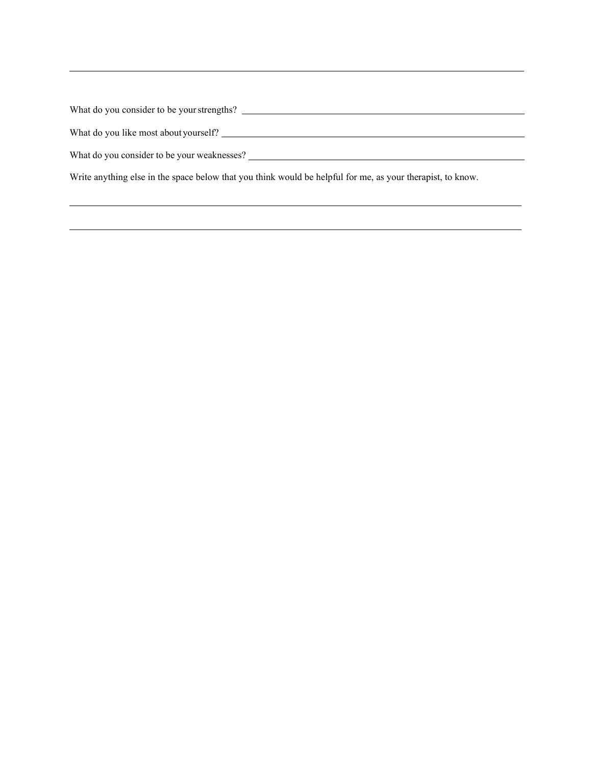---

What do you consider to be your strengths? ______________________________________________

What do you like most about yourself? ______________________________________________

What do you consider to be your weaknesses? ______________________________________________

Write anything else in the space below that you think would be helpful for me, as your therapist, to know.

_____________________________________________________________________________________

_____________________________________________________________________________________